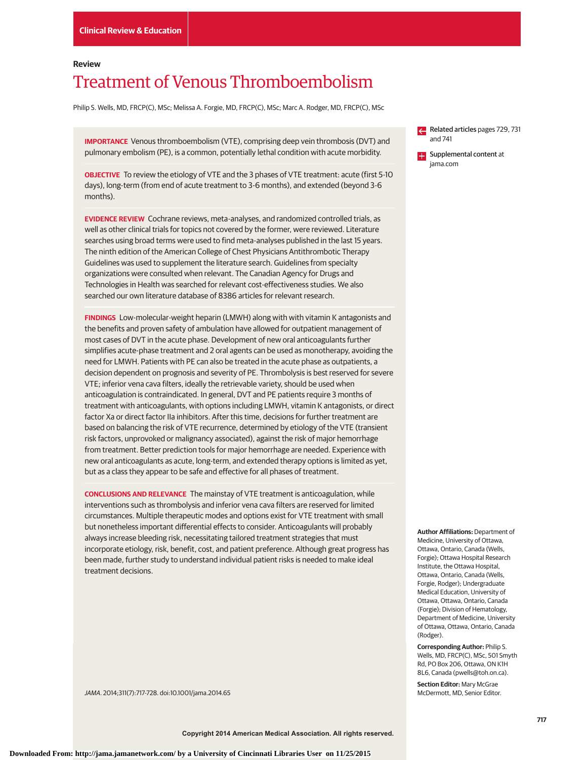Clinical Review & Education

Review

# Treatment of Venous Thromboembolism

Philip S. Wells, MD, FRCP(C), MSc; Melissa A. Forgie, MD, FRCP(C), MSc; Marc A. Rodger, MD, FRCP(C), MSc

**IMPORTANCE** Venous thromboembolism (VTE), comprising deep vein thrombosis (DVT) and pulmonary embolism (PE), is a common, potentially lethal condition with acute morbidity.

**OBJECTIVE** To review the etiology of VTE and the 3 phases of VTE treatment: acute (first 5-10 days), long-term (from end of acute treatment to 3-6 months), and extended (beyond 3-6 months).

**EVIDENCE REVIEW** Cochrane reviews, meta-analyses, and randomized controlled trials, as well as other clinical trials for topics not covered by the former, were reviewed. Literature searches using broad terms were used to find meta-analyses published in the last 15 years. The ninth edition of the American College of Chest Physicians Antithrombotic Therapy Guidelines was used to supplement the literature search. Guidelines from specialty organizations were consulted when relevant. The Canadian Agency for Drugs and Technologies in Health was searched for relevant cost-effectiveness studies. We also searched our own literature database of 8386 articles for relevant research.

**FINDINGS** Low-molecular-weight heparin (LMWH) along with with vitamin K antagonists and the benefits and proven safety of ambulation have allowed for outpatient management of most cases of DVT in the acute phase. Development of new oral anticoagulants further simplifies acute-phase treatment and 2 oral agents can be used as monotherapy, avoiding the need for LMWH. Patients with PE can also be treated in the acute phase as outpatients, a decision dependent on prognosis and severity of PE. Thrombolysis is best reserved for severe VTE; inferior vena cava filters, ideally the retrievable variety, should be used when anticoagulation is contraindicated. In general, DVT and PE patients require 3 months of treatment with anticoagulants, with options including LMWH, vitamin K antagonists, or direct factor Xa or direct factor IIa inhibitors. After this time, decisions for further treatment are based on balancing the risk of VTE recurrence, determined by etiology of the VTE (transient risk factors, unprovoked or malignancy associated), against the risk of major hemorrhage from treatment. Better prediction tools for major hemorrhage are needed. Experience with new oral anticoagulants as acute, long-term, and extended therapy options is limited as yet, but as a class they appear to be safe and effective for all phases of treatment.

**CONCLUSIONS AND RELEVANCE** The mainstay of VTE treatment is anticoagulation, while interventions such as thrombolysis and inferior vena cava filters are reserved for limited circumstances. Multiple therapeutic modes and options exist for VTE treatment with small but nonetheless important differential effects to consider. Anticoagulants will probably always increase bleeding risk, necessitating tailored treatment strategies that must incorporate etiology, risk, benefit, cost, and patient preference. Although great progress has been made, further study to understand individual patient risks is needed to make ideal treatment decisions.

*JAMA*. 2014;311(7):717-728. doi:10.1001/jama.2014.65

**Related articles** pages 729, 731 and 741

**Supplemental content** at jama.com

**Author Affiliations:** Department of Medicine, University of Ottawa, Ottawa, Ontario, Canada (Wells, Forgie); Ottawa Hospital Research Institute, the Ottawa Hospital, Ottawa, Ontario, Canada (Wells, Forgie, Rodger); Undergraduate Medical Education, University of Ottawa, Ottawa, Ontario, Canada (Forgie); Division of Hematology, Department of Medicine, University of Ottawa, Ottawa, Ontario, Canada (Rodger).

**Corresponding Author:** Philip S. Wells, MD, FRCP(C), MSc, 501 Smyth Rd, PO Box 206, Ottawa, ON K1H 8L6, Canada (pwells@toh.on.ca).

**Section Editor:** Mary McGrae McDermott, MD, Senior Editor.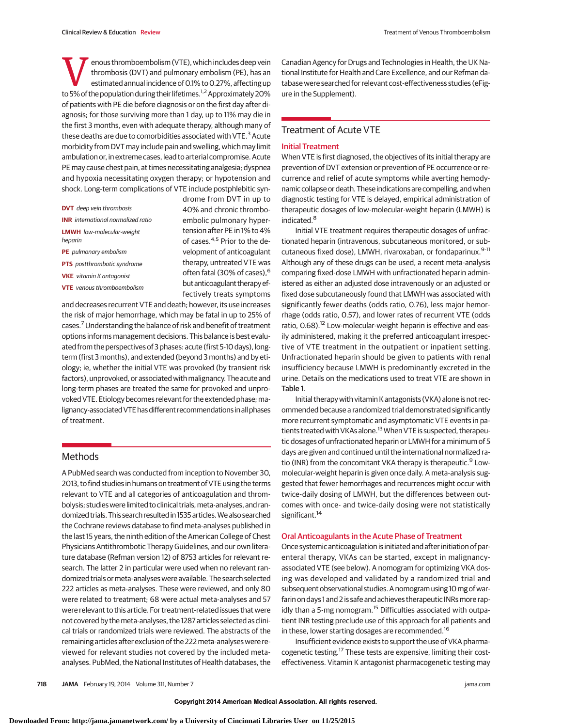Venous thromboembolism (VTE), which includes deep vein thrombosis (DVT) and pulmonary embolism (PE), has an estimated annual incidence of 0.1% to 0.27%, affecting up to 5% of the population during their lifetimes.[1,2] Approximately 20% of patients with PE die before diagnosis or on the first day after diagnosis; for those surviving more than 1 day, up to 11% may die in the first 3 months, even with adequate therapy, although many of these deaths are due to comorbidities associated with VTE.[3] Acute morbidity from DVT may include pain and swelling, which may limit ambulation or, in extreme cases, lead to arterial compromise. Acute PE may cause chest pain, at times necessitating analgesia; dyspnea and hypoxia necessitating oxygen therapy; or hypotension and shock. Long-term complications of VTE include postphlebitic syndrome from DVT in up to 40% and chronic thromboembolic pulmonary hypertension after PE in 1% to 4% of cases.[4,5] Prior to the development of anticoagulant therapy, untreated VTE was often fatal (30% of cases),[6] but anticoagulant therapy effectively treats symptoms and decreases recurrent VTE and death; however, its use increases the risk of major hemorrhage, which may be fatal in up to 25% of cases.[7] Understanding the balance of risk and benefit of treatment options informs management decisions. This balance is best evaluated from the perspectives of 3 phases: acute (first 5-10 days), long-term (first 3 months), and extended (beyond 3 months) and by etiology; ie, whether the initial VTE was provoked (by transient risk factors), unprovoked, or associated with malignancy. The acute and long-term phases are treated the same for provoked and unprovoked VTE. Etiology becomes relevant for the extended phase; malignancy-associated VTE has different recommendations in all phases of treatment.

**DVT** *deep vein thrombosis*
**INR** *international normalized ratio*
**LMWH** *low-molecular-weight heparin*
**PE** *pulmonary embolism*
**PTS** *postthrombotic syndrome*
**VKE** *vitamin K antagonist*
**VTE** *venous thromboembolism*

## Methods

A PubMed search was conducted from inception to November 30, 2013, to find studies in humans on treatment of VTE using the terms relevant to VTE and all categories of anticoagulation and thrombolysis; studies were limited to clinical trials, meta-analyses, and randomized trials. This search resulted in 1535 articles. We also searched the Cochrane reviews database to find meta-analyses published in the last 15 years, the ninth edition of the American College of Chest Physicians Antithrombotic Therapy Guidelines, and our own literature database (Refman version 12) of 8753 articles for relevant research. The latter 2 in particular were used when no relevant randomized trials or meta-analyses were available. The search selected 222 articles as meta-analyses. These were reviewed, and only 80 were related to treatment; 68 were actual meta-analyses and 57 were relevant to this article. For treatment-related issues that were not covered by the meta-analyses, the 1287 articles selected as clinical trials or randomized trials were reviewed. The abstracts of the remaining articles after exclusion of the 222 meta-analyses were reviewed for relevant studies not covered by the included meta-analyses. PubMed, the National Institutes of Health databases, the Canadian Agency for Drugs and Technologies in Health, the UK National Institute for Health and Care Excellence, and our Refman database were searched for relevant cost-effectiveness studies (eFigure in the Supplement).

## Treatment of Acute VTE

### Initial Treatment

When VTE is first diagnosed, the objectives of its initial therapy are prevention of DVT extension or prevention of PE occurrence or recurrence and relief of acute symptoms while averting hemodynamic collapse or death. These indications are compelling, and when diagnostic testing for VTE is delayed, empirical administration of therapeutic dosages of low-molecular-weight heparin (LMWH) is indicated.[8]

Initial VTE treatment requires therapeutic dosages of unfractionated heparin (intravenous, subcutaneous monitored, or subcutaneous fixed dose), LMWH, rivaroxaban, or fondaparinux.[9-11] Although any of these drugs can be used, a recent meta-analysis comparing fixed-dose LMWH with unfractionated heparin administered as either an adjusted dose intravenously or an adjusted or fixed dose subcutaneously found that LMWH was associated with significantly fewer deaths (odds ratio, 0.76), less major hemorrhage (odds ratio, 0.57), and lower rates of recurrent VTE (odds ratio, 0.68).[12] Low-molecular-weight heparin is effective and easily administered, making it the preferred anticoagulant irrespective of VTE treatment in the outpatient or inpatient setting. Unfractionated heparin should be given to patients with renal insufficiency because LMWH is predominantly excreted in the urine. Details on the medications used to treat VTE are shown in Table 1.

Initial therapy with vitamin K antagonists (VKA) alone is not recommended because a randomized trial demonstrated significantly more recurrent symptomatic and asymptomatic VTE events in patients treated with VKAs alone.[13] When VTE is suspected, therapeutic dosages of unfractionated heparin or LMWH for a minimum of 5 days are given and continued until the international normalized ratio (INR) from the concomitant VKA therapy is therapeutic.[9] Low-molecular-weight heparin is given once daily. A meta-analysis suggested that fewer hemorrhages and recurrences might occur with twice-daily dosing of LMWH, but the differences between outcomes with once- and twice-daily dosing were not statistically significant.[14]

### Oral Anticoagulants in the Acute Phase of Treatment

Once systemic anticoagulation is initiated and after initiation of parenteral therapy, VKAs can be started, except in malignancy-associated VTE (see below). A nomogram for optimizing VKA dosing was developed and validated by a randomized trial and subsequent observational studies. A nomogram using 10 mg of warfarin on days 1 and 2 is safe and achieves therapeutic INRs more rapidly than a 5-mg nomogram.[15] Difficulties associated with outpatient INR testing preclude use of this approach for all patients and in these, lower starting dosages are recommended.[16]

Insufficient evidence exists to support the use of VKA pharmacogenetic testing.[17] These tests are expensive, limiting their cost-effectiveness. Vitamin K antagonist pharmacogenetic testing may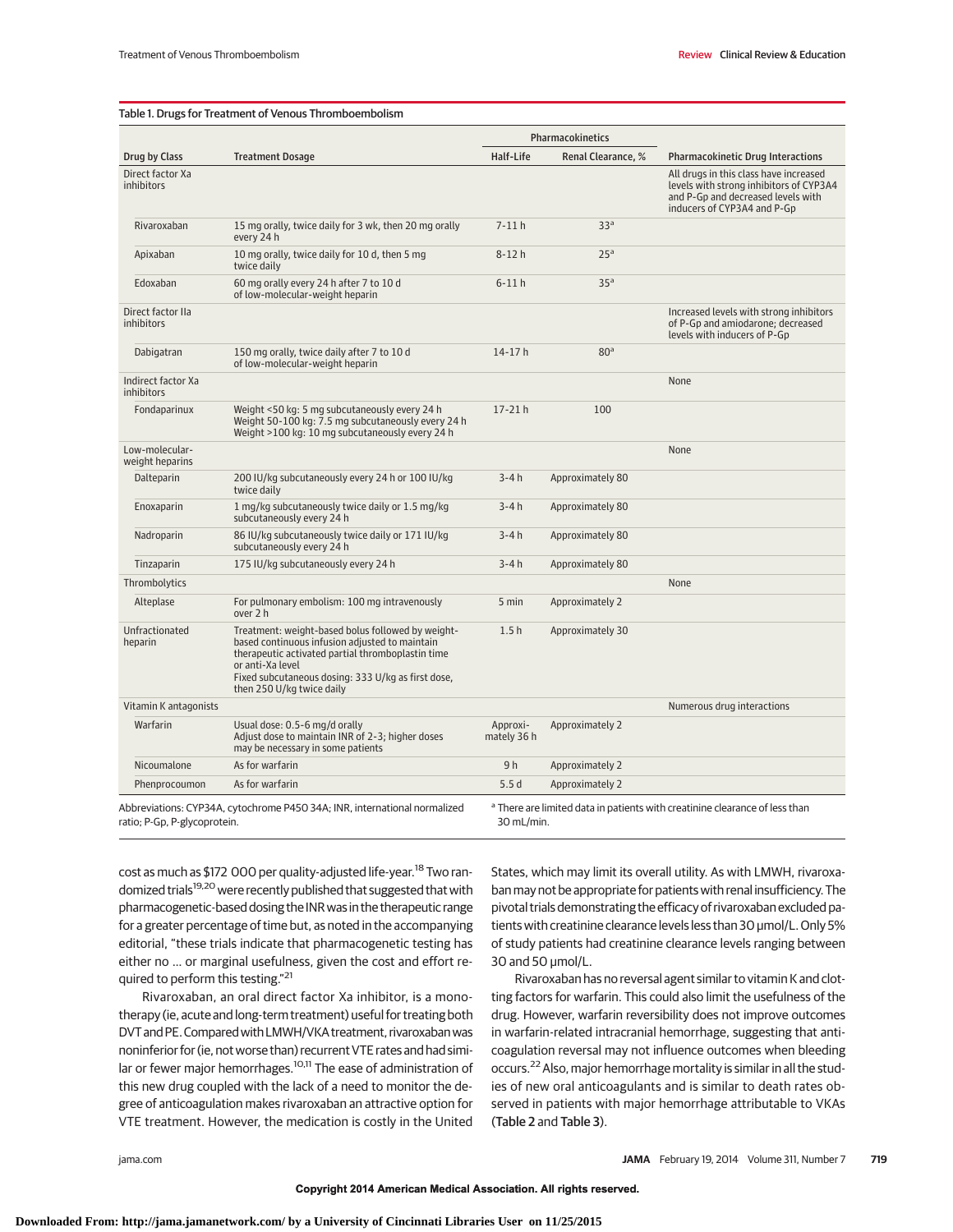Table 1. Drugs for Treatment of Venous Thromboembolism

| Drug by Class | Treatment Dosage | Pharmacokinetics | | Pharmacokinetic Drug Interactions |
|---|---|---|---|---|
| | | Half-Life | Renal Clearance, % | |
| Direct factor Xa inhibitors | | | | All drugs in this class have increased levels with strong inhibitors of CYP3A4 and P-Gp and decreased levels with inducers of CYP3A4 and P-Gp |
| Rivaroxaban | 15 mg orally, twice daily for 3 wk, then 20 mg orally every 24 h | 7-11 h | 33[a] | |
| Apixaban | 10 mg orally, twice daily for 10 d, then 5 mg twice daily | 8-12 h | 25[a] | |
| Edoxaban | 60 mg orally every 24 h after 7 to 10 d of low-molecular-weight heparin | 6-11 h | 35[a] | |
| Direct factor IIa inhibitors | | | | Increased levels with strong inhibitors of P-Gp and amiodarone; decreased levels with inducers of P-Gp |
| Dabigatran | 150 mg orally, twice daily after 7 to 10 d of low-molecular-weight heparin | 14-17 h | 80[a] | |
| Indirect factor Xa inhibitors | | | | None |
| Fondaparinux | Weight <50 kg: 5 mg subcutaneously every 24 h<br>Weight 50-100 kg: 7.5 mg subcutaneously every 24 h<br>Weight >100 kg: 10 mg subcutaneously every 24 h | 17-21 h | 100 | |
| Low-molecular-weight heparins | | | | None |
| Dalteparin | 200 IU/kg subcutaneously every 24 h or 100 IU/kg twice daily | 3-4 h | Approximately 80 | |
| Enoxaparin | 1 mg/kg subcutaneously twice daily or 1.5 mg/kg subcutaneously every 24 h | 3-4 h | Approximately 80 | |
| Nadroparin | 86 IU/kg subcutaneously twice daily or 171 IU/kg subcutaneously every 24 h | 3-4 h | Approximately 80 | |
| Tinzaparin | 175 IU/kg subcutaneously every 24 h | 3-4 h | Approximately 80 | |
| Thrombolytics | | | | None |
| Alteplase | For pulmonary embolism: 100 mg intravenously over 2 h | 5 min | Approximately 2 | |
| Unfractionated heparin | Treatment: weight-based bolus followed by weight-based continuous infusion adjusted to maintain therapeutic activated partial thromboplastin time or anti-Xa level<br>Fixed subcutaneous dosing: 333 U/kg as first dose, then 250 U/kg twice daily | 1.5 h | Approximately 30 | |
| Vitamin K antagonists | | | | Numerous drug interactions |
| Warfarin | Usual dose: 0.5-6 mg/d orally<br>Adjust dose to maintain INR of 2-3; higher doses may be necessary in some patients | Approximately 36 h | Approximately 2 | |
| Nicoumalone | As for warfarin | 9 h | Approximately 2 | |
| Phenprocoumon | As for warfarin | 5.5 d | Approximately 2 | |

Abbreviations: CYP34A, cytochrome P450 34A; INR, international normalized ratio; P-Gp, P-glycoprotein.

[a] There are limited data in patients with creatinine clearance of less than 30 mL/min.

cost as much as $172 000 per quality-adjusted life-year.[18] Two randomized trials[19,20] were recently published that suggested that with pharmacogenetic-based dosing the INR was in the therapeutic range for a greater percentage of time but, as noted in the accompanying editorial, "these trials indicate that pharmacogenetic testing has either no ... or marginal usefulness, given the cost and effort required to perform this testing."[21]

Rivaroxaban, an oral direct factor Xa inhibitor, is a monotherapy (ie, acute and long-term treatment) useful for treating both DVT and PE. Compared with LMWH/VKA treatment, rivaroxaban was noninferior for (ie, not worse than) recurrent VTE rates and had similar or fewer major hemorrhages.[10,11] The ease of administration of this new drug coupled with the lack of a need to monitor the degree of anticoagulation makes rivaroxaban an attractive option for VTE treatment. However, the medication is costly in the United States, which may limit its overall utility. As with LMWH, rivaroxaban may not be appropriate for patients with renal insufficiency. The pivotal trials demonstrating the efficacy of rivaroxaban excluded patients with creatinine clearance levels less than 30 µmol/L. Only 5% of study patients had creatinine clearance levels ranging between 30 and 50 µmol/L.

Rivaroxaban has no reversal agent similar to vitamin K and clotting factors for warfarin. This could also limit the usefulness of the drug. However, warfarin reversibility does not improve outcomes in warfarin-related intracranial hemorrhage, suggesting that anticoagulation reversal may not influence outcomes when bleeding occurs.[22] Also, major hemorrhage mortality is similar in all the studies of new oral anticoagulants and is similar to death rates observed in patients with major hemorrhage attributable to VKAs (Table 2 and Table 3).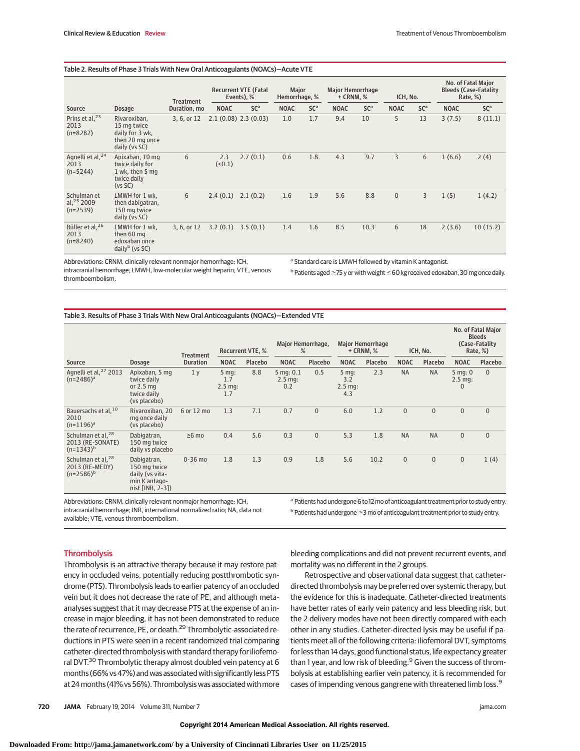Table 2. Results of Phase 3 Trials With New Oral Anticoagulants (NOACs)—Acute VTE

| Source | Dosage | Treatment Duration, mo | Recurrent VTE (Fatal Events), % | | Major Hemorrhage, % | | Major Hemorrhage + CRNM, % | | ICH, No. | | No. of Fatal Major Bleeds (Case-Fatality Rate, %) | |
|---|---|---|---|---|---|---|---|---|---|---|---|---|
| | | | NOAC | SC[a] | NOAC | SC[a] | NOAC | SC[a] | NOAC | SC[a] | NOAC | SC[a] |
| Prins et al,[23] 2013 (n=8282) | Rivaroxiban, 15 mg twice daily for 3 wk, then 20 mg once daily (vs SC) | 3, 6, or 12 | 2.1 (0.08) | 2.3 (0.03) | 1.0 | 1.7 | 9.4 | 10 | 5 | 13 | 3 (7.5) | 8 (11.1) |
| Agnelli et al,[24] 2013 (n=5244) | Apixaban, 10 mg twice daily for 1 wk, then 5 mg twice daily (vs SC) | 6 | 2.3 (<0.1) | 2.7 (0.1) | 0.6 | 1.8 | 4.3 | 9.7 | 3 | 6 | 1 (6.6) | 2 (4) |
| Schulman et al,[25] 2009 (n=2539) | LMWH for 1 wk, then dabigatran, 150 mg twice daily (vs SC) | 6 | 2.4 (0.1) | 2.1 (0.2) | 1.6 | 1.9 | 5.6 | 8.8 | 0 | 3 | 1 (5) | 1 (4.2) |
| Büller et al,[26] 2013 (n=8240) | LMWH for 1 wk, then 60 mg edoxaban once daily[b] (vs SC) | 3, 6, or 12 | 3.2 (0.1) | 3.5 (0.1) | 1.4 | 1.6 | 8.5 | 10.3 | 6 | 18 | 2 (3.6) | 10 (15.2) |

Abbreviations: CRNM, clinically relevant nonmajor hemorrhage; ICH, intracranial hemorrhage; LMWH, low-molecular weight heparin; VTE, venous thromboembolism.

[a] Standard care is LMWH followed by vitamin K antagonist.

[b] Patients aged ≥75 y or with weight ≤60 kg received edoxaban, 30 mg once daily.

Table 3. Results of Phase 3 Trials With New Oral Anticoagulants (NOACs)—Extended VTE

| Source | Dosage | Treatment Duration | Recurrent VTE, % | | Major Hemorrhage, % | | Major Hemorrhage + CRNM, % | | ICH, No. | | No. of Fatal Major Bleeds (Case-Fatality Rate, %) | |
|---|---|---|---|---|---|---|---|---|---|---|---|---|
| | | | NOAC | Placebo | NOAC | Placebo | NOAC | Placebo | NOAC | Placebo | NOAC | Placebo |
| Agnelli et al,[27] 2013 (n=2486)[a] | Apixaban, 5 mg twice daily or 2.5 mg twice daily (vs placebo) | 1 y | 5 mg: 1.7 2.5 mg: 1.7 | 8.8 | 5 mg: 0.1 2.5 mg: 0.2 | 0.5 | 5 mg: 3.2 2.5 mg: 4.3 | 2.3 | NA | NA | 5 mg: 0 2.5 mg: 0 | 0 |
| Bauersachs et al,[10] 2010 (n=1196)[a] | Rivaroxiban, 20 mg once daily (vs placebo) | 6 or 12 mo | 1.3 | 7.1 | 0.7 | 0 | 6.0 | 1.2 | 0 | 0 | 0 | 0 |
| Schulman et al,[28] 2013 (RE-SONATE) (n=1343)[b] | Dabigatran, 150 mg twice daily vs placebo | ≥6 mo | 0.4 | 5.6 | 0.3 | 0 | 5.3 | 1.8 | NA | NA | 0 | 0 |
| Schulman et al,[28] 2013 (RE-MEDY) (n=2586)[b] | Dabigatran, 150 mg twice daily (vs vitamin K antagonist [INR, 2-3]) | 0-36 mo | 1.8 | 1.3 | 0.9 | 1.8 | 5.6 | 10.2 | 0 | 0 | 0 | 1 (4) |

Abbreviations: CRNM, clinically relevant nonmajor hemorrhage; ICH, intracranial hemorrhage; INR, international normalized ratio; NA, data not available; VTE, venous thromboembolism.

[a] Patients had undergone 6 to 12 mo of anticoagulant treatment prior to study entry.

[b] Patients had undergone ≥3 mo of anticoagulant treatment prior to study entry.

## Thrombolysis

Thrombolysis is an attractive therapy because it may restore patency in occluded veins, potentially reducing postthrombotic syndrome (PTS). Thrombolysis leads to earlier patency of an occluded vein but it does not decrease the rate of PE, and although meta-analyses suggest that it may decrease PTS at the expense of an increase in major bleeding, it has not been demonstrated to reduce the rate of recurrence, PE, or death.[29] Thrombolytic-associated reductions in PTS were seen in a recent randomized trial comparing catheter-directed thrombolysis with standard therapy for iliofemoral DVT.[30] Thrombolytic therapy almost doubled vein patency at 6 months (66% vs 47%) and was associated with significantly less PTS at 24 months (41% vs 56%). Thrombolysis was associated with more bleeding complications and did not prevent recurrent events, and mortality was no different in the 2 groups.

Retrospective and observational data suggest that catheter-directed thrombolysis may be preferred over systemic therapy, but the evidence for this is inadequate. Catheter-directed treatments have better rates of early vein patency and less bleeding risk, but the 2 delivery modes have not been directly compared with each other in any studies. Catheter-directed lysis may be useful if patients meet all of the following criteria: iliofemoral DVT, symptoms for less than 14 days, good functional status, life expectancy greater than 1 year, and low risk of bleeding.[9] Given the success of thrombolysis at establishing earlier vein patency, it is recommended for cases of impending venous gangrene with threatened limb loss.[9]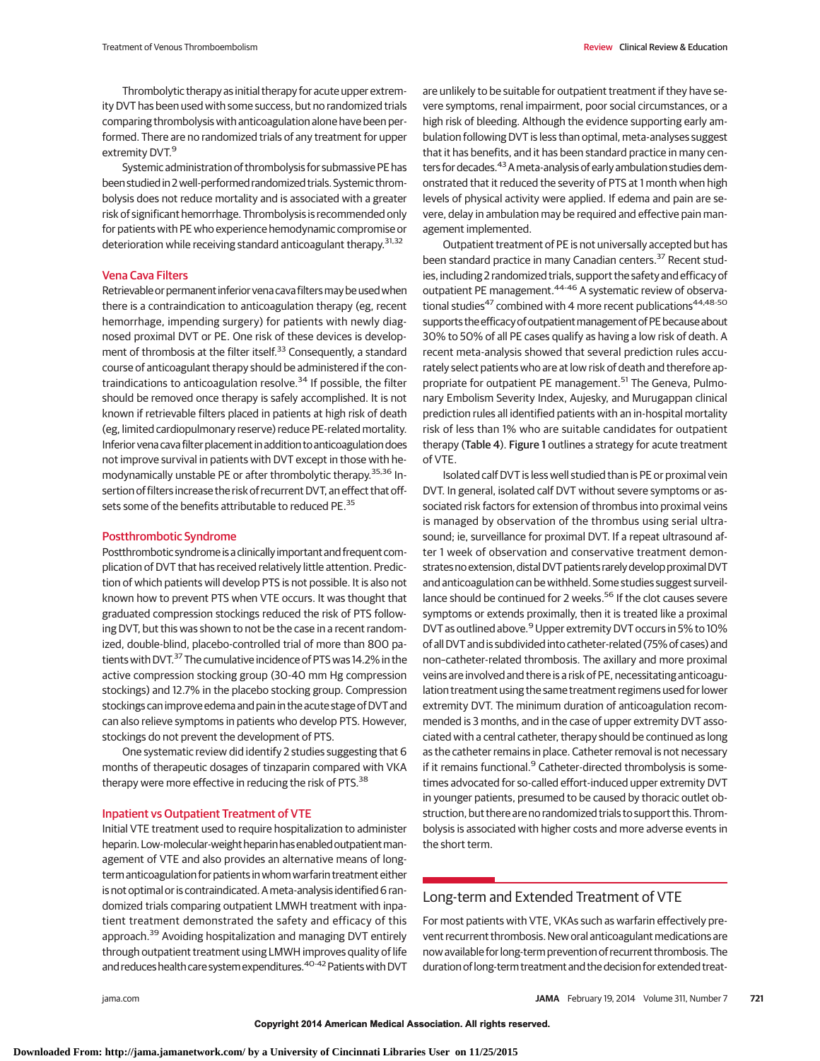Thrombolytic therapy as initial therapy for acute upper extremity DVT has been used with some success, but no randomized trials comparing thrombolysis with anticoagulation alone have been performed. There are no randomized trials of any treatment for upper extremity DVT.[9]

Systemic administration of thrombolysis for submassive PE has been studied in 2 well-performed randomized trials. Systemic thrombolysis does not reduce mortality and is associated with a greater risk of significant hemorrhage. Thrombolysis is recommended only for patients with PE who experience hemodynamic compromise or deterioration while receiving standard anticoagulant therapy.[31,32]

### Vena Cava Filters

Retrievable or permanent inferior vena cava filters may be used when there is a contraindication to anticoagulation therapy (eg, recent hemorrhage, impending surgery) for patients with newly diagnosed proximal DVT or PE. One risk of these devices is development of thrombosis at the filter itself.[33] Consequently, a standard course of anticoagulant therapy should be administered if the contraindications to anticoagulation resolve.[34] If possible, the filter should be removed once therapy is safely accomplished. It is not known if retrievable filters placed in patients at high risk of death (eg, limited cardiopulmonary reserve) reduce PE-related mortality. Inferior vena cava filter placement in addition to anticoagulation does not improve survival in patients with DVT except in those with hemodynamically unstable PE or after thrombolytic therapy.[35,36] Insertion of filters increase the risk of recurrent DVT, an effect that offsets some of the benefits attributable to reduced PE.[35]

### Postthrombotic Syndrome

Postthrombotic syndrome is a clinically important and frequent complication of DVT that has received relatively little attention. Prediction of which patients will develop PTS is not possible. It is also not known how to prevent PTS when VTE occurs. It was thought that graduated compression stockings reduced the risk of PTS following DVT, but this was shown to not be the case in a recent randomized, double-blind, placebo-controlled trial of more than 800 patients with DVT.[37] The cumulative incidence of PTS was 14.2% in the active compression stocking group (30-40 mm Hg compression stockings) and 12.7% in the placebo stocking group. Compression stockings can improve edema and pain in the acute stage of DVT and can also relieve symptoms in patients who develop PTS. However, stockings do not prevent the development of PTS.

One systematic review did identify 2 studies suggesting that 6 months of therapeutic dosages of tinzaparin compared with VKA therapy were more effective in reducing the risk of PTS.[38]

### Inpatient vs Outpatient Treatment of VTE

Initial VTE treatment used to require hospitalization to administer heparin. Low-molecular-weight heparin has enabled outpatient management of VTE and also provides an alternative means of long-term anticoagulation for patients in whom warfarin treatment either is not optimal or is contraindicated. A meta-analysis identified 6 randomized trials comparing outpatient LMWH treatment with inpatient treatment demonstrated the safety and efficacy of this approach.[39] Avoiding hospitalization and managing DVT entirely through outpatient treatment using LMWH improves quality of life and reduces health care system expenditures.[40-42] Patients with DVT are unlikely to be suitable for outpatient treatment if they have severe symptoms, renal impairment, poor social circumstances, or a high risk of bleeding. Although the evidence supporting early ambulation following DVT is less than optimal, meta-analyses suggest that it has benefits, and it has been standard practice in many centers for decades.[43] A meta-analysis of early ambulation studies demonstrated that it reduced the severity of PTS at 1 month when high levels of physical activity were applied. If edema and pain are severe, delay in ambulation may be required and effective pain management implemented.

Outpatient treatment of PE is not universally accepted but has been standard practice in many Canadian centers.[37] Recent studies, including 2 randomized trials, support the safety and efficacy of outpatient PE management.[44-46] A systematic review of observational studies[47] combined with 4 more recent publications[44,48-50] supports the efficacy of outpatient management of PE because about 30% to 50% of all PE cases qualify as having a low risk of death. A recent meta-analysis showed that several prediction rules accurately select patients who are at low risk of death and therefore appropriate for outpatient PE management.[51] The Geneva, Pulmonary Embolism Severity Index, Aujesky, and Murugappan clinical prediction rules all identified patients with an in-hospital mortality risk of less than 1% who are suitable candidates for outpatient therapy (Table 4). **Figure 1** outlines a strategy for acute treatment of VTE.

Isolated calf DVT is less well studied than is PE or proximal vein DVT. In general, isolated calf DVT without severe symptoms or associated risk factors for extension of thrombus into proximal veins is managed by observation of the thrombus using serial ultrasound; ie, surveillance for proximal DVT. If a repeat ultrasound after 1 week of observation and conservative treatment demonstrates no extension, distal DVT patients rarely develop proximal DVT and anticoagulation can be withheld. Some studies suggest surveillance should be continued for 2 weeks.[56] If the clot causes severe symptoms or extends proximally, then it is treated like a proximal DVT as outlined above.[9] Upper extremity DVT occurs in 5% to 10% of all DVT and is subdivided into catheter-related (75% of cases) and non–catheter-related thrombosis. The axillary and more proximal veins are involved and there is a risk of PE, necessitating anticoagulation treatment using the same treatment regimens used for lower extremity DVT. The minimum duration of anticoagulation recommended is 3 months, and in the case of upper extremity DVT associated with a central catheter, therapy should be continued as long as the catheter remains in place. Catheter removal is not necessary if it remains functional.[9] Catheter-directed thrombolysis is sometimes advocated for so-called effort-induced upper extremity DVT in younger patients, presumed to be caused by thoracic outlet obstruction, but there are no randomized trials to support this. Thrombolysis is associated with higher costs and more adverse events in the short term.

## Long-term and Extended Treatment of VTE

For most patients with VTE, VKAs such as warfarin effectively prevent recurrent thrombosis. New oral anticoagulant medications are now available for long-term prevention of recurrent thrombosis. The duration of long-term treatment and the decision for extended treat-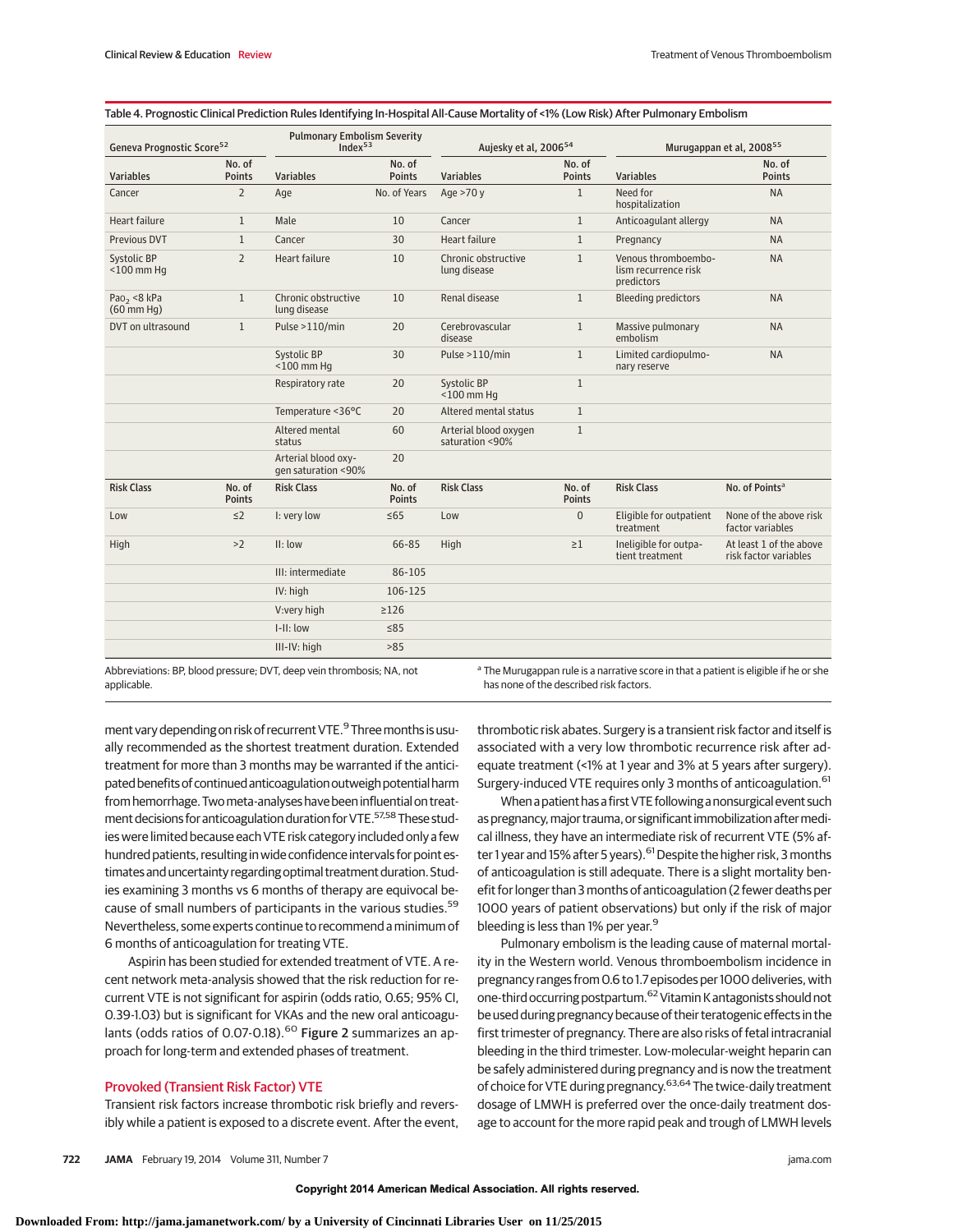Table 4. Prognostic Clinical Prediction Rules Identifying In-Hospital All-Cause Mortality of <1% (Low Risk) After Pulmonary Embolism

| Geneva Prognostic Score[52] | | Pulmonary Embolism Severity Index[53] | | Aujesky et al, 2006[54] | | Murugappan et al, 2008[55] | |
|---|---|---|---|---|---|---|---|
| Variables | No. of Points | Variables | No. of Points | Variables | No. of Points | Variables | No. of Points |
| Cancer | 2 | Age | No. of Years | Age >70 y | 1 | Need for hospitalization | NA |
| Heart failure | 1 | Male | 10 | Cancer | 1 | Anticoagulant allergy | NA |
| Previous DVT | 1 | Cancer | 30 | Heart failure | 1 | Pregnancy | NA |
| Systolic BP <100 mm Hg | 2 | Heart failure | 10 | Chronic obstructive lung disease | 1 | Venous thromboembolism recurrence risk predictors | NA |
| $Pao_2$ <8 kPa (60 mm Hg) | 1 | Chronic obstructive lung disease | 10 | Renal disease | 1 | Bleeding predictors | NA |
| DVT on ultrasound | 1 | Pulse >110/min | 20 | Cerebrovascular disease | 1 | Massive pulmonary embolism | NA |
| | | Systolic BP <100 mm Hg | 30 | Pulse >110/min | 1 | Limited cardiopulmonary reserve | NA |
| | | Respiratory rate | 20 | Systolic BP <100 mm Hg | 1 | | |
| | | Temperature <36°C | 20 | Altered mental status | 1 | | |
| | | Altered mental status | 60 | Arterial blood oxygen saturation <90% | 1 | | |
| | | Arterial blood oxygen saturation <90% | 20 | | | | |
| Risk Class | No. of Points | Risk Class | No. of Points | Risk Class | No. of Points | Risk Class | No. of Points[a] |
| Low | ≤2 | I: very low | ≤65 | Low | 0 | Eligible for outpatient treatment | None of the above risk factor variables |
| High | >2 | II: low | 66-85 | High | ≥1 | Ineligible for outpatient treatment | At least 1 of the above risk factor variables |
| | | III: intermediate | 86-105 | | | | |
| | | IV: high | 106-125 | | | | |
| | | V:very high | ≥126 | | | | |
| | | I-II: low | ≤85 | | | | |
| | | III-IV: high | >85 | | | | |

Abbreviations: BP, blood pressure; DVT, deep vein thrombosis; NA, not applicable.

[a] The Murugappan rule is a narrative score in that a patient is eligible if he or she has none of the described risk factors.

ment vary depending on risk of recurrent VTE.[9] Three months is usually recommended as the shortest treatment duration. Extended treatment for more than 3 months may be warranted if the anticipated benefits of continued anticoagulation outweigh potential harm from hemorrhage. Two meta-analyses have been influential on treatment decisions for anticoagulation duration for VTE.[57,58] These studies were limited because each VTE risk category included only a few hundred patients, resulting in wide confidence intervals for point estimates and uncertainty regarding optimal treatment duration. Studies examining 3 months vs 6 months of therapy are equivocal because of small numbers of participants in the various studies.[59] Nevertheless, some experts continue to recommend a minimum of 6 months of anticoagulation for treating VTE.

Aspirin has been studied for extended treatment of VTE. A recent network meta-analysis showed that the risk reduction for recurrent VTE is not significant for aspirin (odds ratio, 0.65; 95% CI, 0.39-1.03) but is significant for VKAs and the new oral anticoagulants (odds ratios of 0.07-0.18).[60] **Figure 2** summarizes an approach for long-term and extended phases of treatment.

## Provoked (Transient Risk Factor) VTE

Transient risk factors increase thrombotic risk briefly and reversibly while a patient is exposed to a discrete event. After the event, thrombotic risk abates. Surgery is a transient risk factor and itself is associated with a very low thrombotic recurrence risk after adequate treatment (<1% at 1 year and 3% at 5 years after surgery). Surgery-induced VTE requires only 3 months of anticoagulation.[61]

When a patient has a first VTE following a nonsurgical event such as pregnancy, major trauma, or significant immobilization after medical illness, they have an intermediate risk of recurrent VTE (5% after 1 year and 15% after 5 years).[61] Despite the higher risk, 3 months of anticoagulation is still adequate. There is a slight mortality benefit for longer than 3 months of anticoagulation (2 fewer deaths per 1000 years of patient observations) but only if the risk of major bleeding is less than 1% per year.[9]

Pulmonary embolism is the leading cause of maternal mortality in the Western world. Venous thromboembolism incidence in pregnancy ranges from 0.6 to 1.7 episodes per 1000 deliveries, with one-third occurring postpartum.[62] Vitamin K antagonists should not be used during pregnancy because of their teratogenic effects in the first trimester of pregnancy. There are also risks of fetal intracranial bleeding in the third trimester. Low-molecular-weight heparin can be safely administered during pregnancy and is now the treatment of choice for VTE during pregnancy.[63,64] The twice-daily treatment dosage of LMWH is preferred over the once-daily treatment dosage to account for the more rapid peak and trough of LMWH levels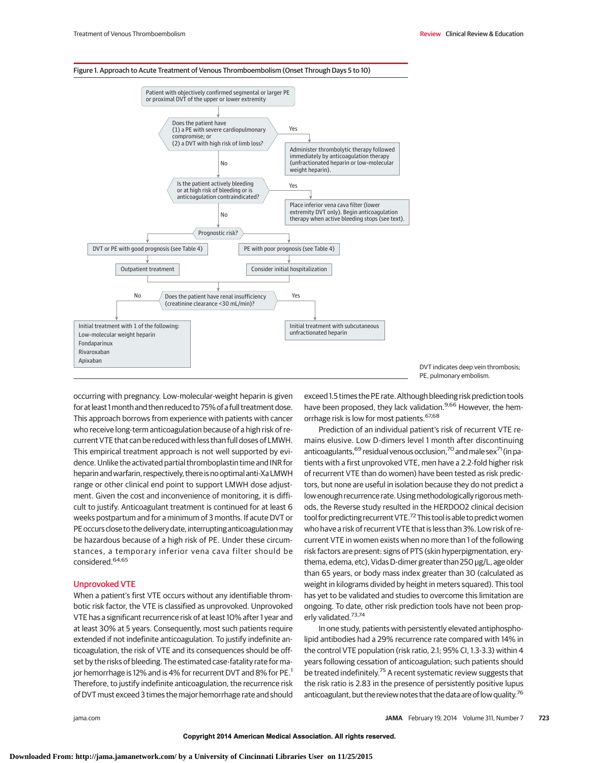Figure 1. Approach to Acute Treatment of Venous Thromboembolism (Onset Through Days 5 to 10)

Patient with objectively confirmed segmental or larger PE or proximal DVT of the upper or lower extremity

Does the patient have (1) a PE with severe cardiopulmonary compromise; or (2) a DVT with high risk of limb loss?

- Yes: Administer thrombolytic therapy followed immediately by anticoagulation therapy (unfractionated heparin or low-molecular weight heparin).
- No: Is the patient actively bleeding or at high risk of bleeding or is anticoagulation contraindicated?
  - Yes: Place inferior vena cava filter (lower extremity DVT only). Begin anticoagulation therapy when active bleeding stops (see text).
  - No: Prognostic risk?
    - DVT or PE with good prognosis (see Table 4): Outpatient treatment
    - PE with poor prognosis (see Table 4): Consider initial hospitalization

Does the patient have renal insufficiency (creatinine clearance <30 mL/min)?

- No: Initial treatment with 1 of the following: Low-molecular weight heparin, Fondaparinux, Rivaroxaban, Apixaban
- Yes: Initial treatment with subcutaneous unfractionated heparin

DVT indicates deep vein thrombosis; PE, pulmonary embolism.

occurring with pregnancy. Low-molecular-weight heparin is given for at least 1 month and then reduced to 75% of a full treatment dose. This approach borrows from experience with patients with cancer who receive long-term anticoagulation because of a high risk of recurrent VTE that can be reduced with less than full doses of LMWH. This empirical treatment approach is not well supported by evidence. Unlike the activated partial thromboplastin time and INR for heparin and warfarin, respectively, there is no optimal anti-Xa LMWH range or other clinical end point to support LMWH dose adjustment. Given the cost and inconvenience of monitoring, it is difficult to justify. Anticoagulant treatment is continued for at least 6 weeks postpartum and for a minimum of 3 months. If acute DVT or PE occurs close to the delivery date, interrupting anticoagulation may be hazardous because of a high risk of PE. Under these circumstances, a temporary inferior vena cava filter should be considered.[64,65]

## Unprovoked VTE

When a patient's first VTE occurs without any identifiable thrombotic risk factor, the VTE is classified as unprovoked. Unprovoked VTE has a significant recurrence risk of at least 10% after 1 year and at least 30% at 5 years. Consequently, most such patients require extended if not indefinite anticoagulation. To justify indefinite anticoagulation, the risk of VTE and its consequences should be offset by the risks of bleeding. The estimated case-fatality rate for major hemorrhage is 12% and is 4% for recurrent DVT and 8% for PE.[1] Therefore, to justify indefinite anticoagulation, the recurrence risk of DVT must exceed 3 times the major hemorrhage rate and should exceed 1.5 times the PE rate. Although bleeding risk prediction tools have been proposed, they lack validation.[9,66] However, the hemorrhage risk is low for most patients.[67,68]

Prediction of an individual patient's risk of recurrent VTE remains elusive. Low D-dimers level 1 month after discontinuing anticoagulants,[69] residual venous occlusion,[70] and male sex[71] (in patients with a first unprovoked VTE, men have a 2.2-fold higher risk of recurrent VTE than do women) have been tested as risk predictors, but none are useful in isolation because they do not predict a low enough recurrence rate. Using methodologically rigorous methods, the Reverse study resulted in the HERDOO2 clinical decision tool for predicting recurrent VTE.[72] This tool is able to predict women who have a risk of recurrent VTE that is less than 3%. Low risk of recurrent VTE in women exists when no more than 1 of the following risk factors are present: signs of PTS (skin hyperpigmentation, erythema, edema, etc), Vidas D-dimer greater than 250 μg/L, age older than 65 years, or body mass index greater than 30 (calculated as weight in kilograms divided by height in meters squared). This tool has yet to be validated and studies to overcome this limitation are ongoing. To date, other risk prediction tools have not been properly validated.[73,74]

In one study, patients with persistently elevated antiphospholipid antibodies had a 29% recurrence rate compared with 14% in the control VTE population (risk ratio, 2.1; 95% CI, 1.3-3.3) within 4 years following cessation of anticoagulation; such patients should be treated indefinitely.[75] A recent systematic review suggests that the risk ratio is 2.83 in the presence of persistently positive lupus anticoagulant, but the review notes that the data are of low quality.[76]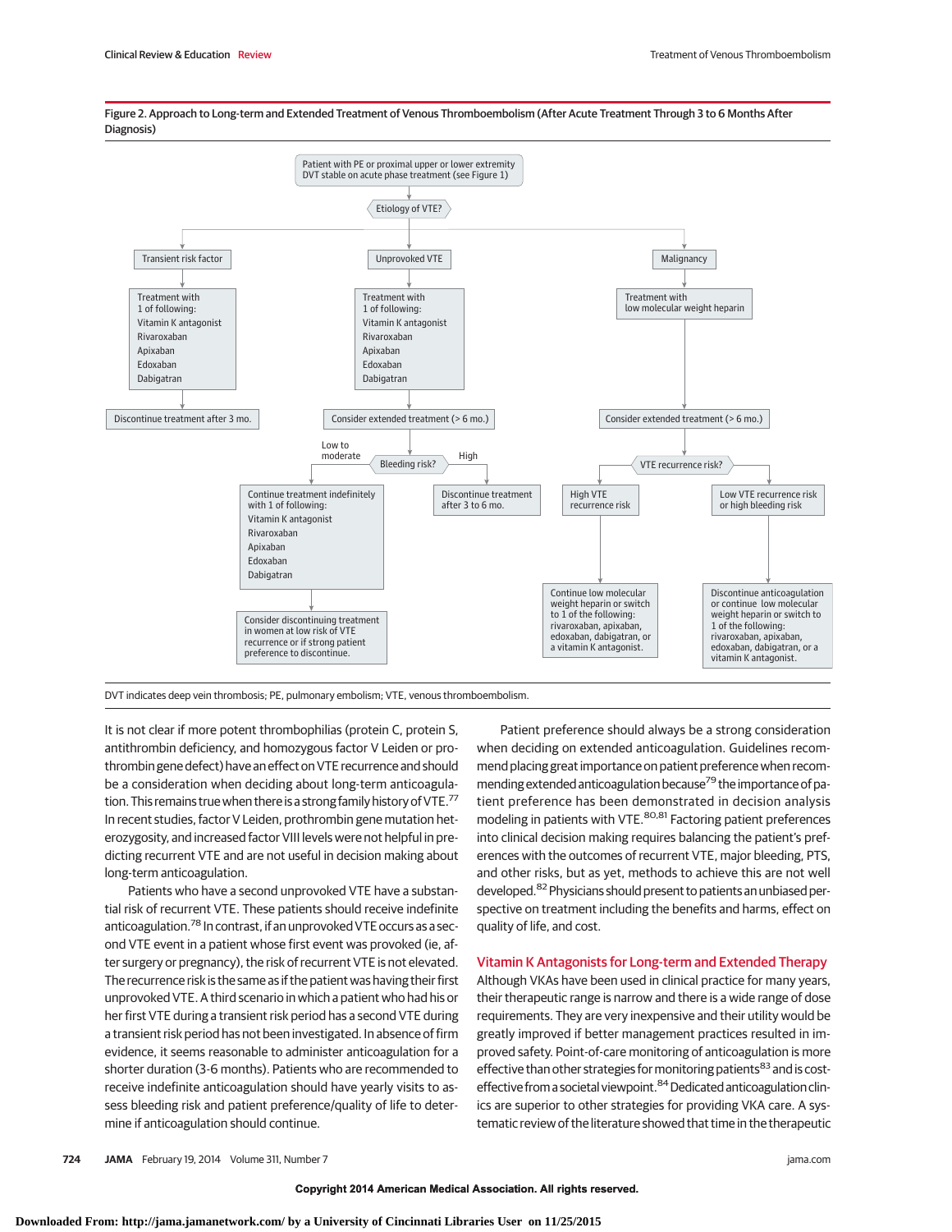Figure 2. Approach to Long-term and Extended Treatment of Venous Thromboembolism (After Acute Treatment Through 3 to 6 Months After Diagnosis)

Patient with PE or proximal upper or lower extremity DVT stable on acute phase treatment (see Figure 1)

Etiology of VTE?

- **Transient risk factor**
  - Treatment with 1 of following: Vitamin K antagonist, Rivaroxaban, Apixaban, Edoxaban, Dabigatran
  - Discontinue treatment after 3 mo.
- **Unprovoked VTE**
  - Treatment with 1 of following: Vitamin K antagonist, Rivaroxaban, Apixaban, Edoxaban, Dabigatran
  - Consider extended treatment (> 6 mo.)
  - Bleeding risk?
    - Low to moderate: Continue treatment indefinitely with 1 of following: Vitamin K antagonist, Rivaroxaban, Apixaban, Edoxaban, Dabigatran
      - Consider discontinuing treatment in women at low risk of VTE recurrence or if strong patient preference to discontinue.
    - High: Discontinue treatment after 3 to 6 mo.
- **Malignancy**
  - Treatment with low molecular weight heparin
  - Consider extended treatment (> 6 mo.)
  - VTE recurrence risk?
    - High VTE recurrence risk: Continue low molecular weight heparin or switch to 1 of the following: rivaroxaban, apixaban, edoxaban, dabigatran, or a vitamin K antagonist.
    - Low VTE recurrence risk or high bleeding risk: Discontinue anticoagulation or continue low molecular weight heparin or switch to 1 of the following: rivaroxaban, apixaban, edoxaban, dabigatran, or a vitamin K antagonist.

DVT indicates deep vein thrombosis; PE, pulmonary embolism; VTE, venous thromboembolism.

It is not clear if more potent thrombophilias (protein C, protein S, antithrombin deficiency, and homozygous factor V Leiden or prothrombin gene defect) have an effect on VTE recurrence and should be a consideration when deciding about long-term anticoagulation. This remains true when there is a strong family history of VTE.[77] In recent studies, factor V Leiden, prothrombin gene mutation heterozygosity, and increased factor VIII levels were not helpful in predicting recurrent VTE and are not useful in decision making about long-term anticoagulation.

Patients who have a second unprovoked VTE have a substantial risk of recurrent VTE. These patients should receive indefinite anticoagulation.[78] In contrast, if an unprovoked VTE occurs as a second VTE event in a patient whose first event was provoked (ie, after surgery or pregnancy), the risk of recurrent VTE is not elevated. The recurrence risk is the same as if the patient was having their first unprovoked VTE. A third scenario in which a patient who had his or her first VTE during a transient risk period has a second VTE during a transient risk period has not been investigated. In absence of firm evidence, it seems reasonable to administer anticoagulation for a shorter duration (3-6 months). Patients who are recommended to receive indefinite anticoagulation should have yearly visits to assess bleeding risk and patient preference/quality of life to determine if anticoagulation should continue.

Patient preference should always be a strong consideration when deciding on extended anticoagulation. Guidelines recommend placing great importance on patient preference when recommending extended anticoagulation because[79] the importance of patient preference has been demonstrated in decision analysis modeling in patients with VTE.[80,81] Factoring patient preferences into clinical decision making requires balancing the patient's preferences with the outcomes of recurrent VTE, major bleeding, PTS, and other risks, but as yet, methods to achieve this are not well developed.[82] Physicians should present to patients an unbiased perspective on treatment including the benefits and harms, effect on quality of life, and cost.

## Vitamin K Antagonists for Long-term and Extended Therapy

Although VKAs have been used in clinical practice for many years, their therapeutic range is narrow and there is a wide range of dose requirements. They are very inexpensive and their utility would be greatly improved if better management practices resulted in improved safety. Point-of-care monitoring of anticoagulation is more effective than other strategies for monitoring patients[83] and is cost-effective from a societal viewpoint.[84] Dedicated anticoagulation clinics are superior to other strategies for providing VKA care. A systematic review of the literature showed that time in the therapeutic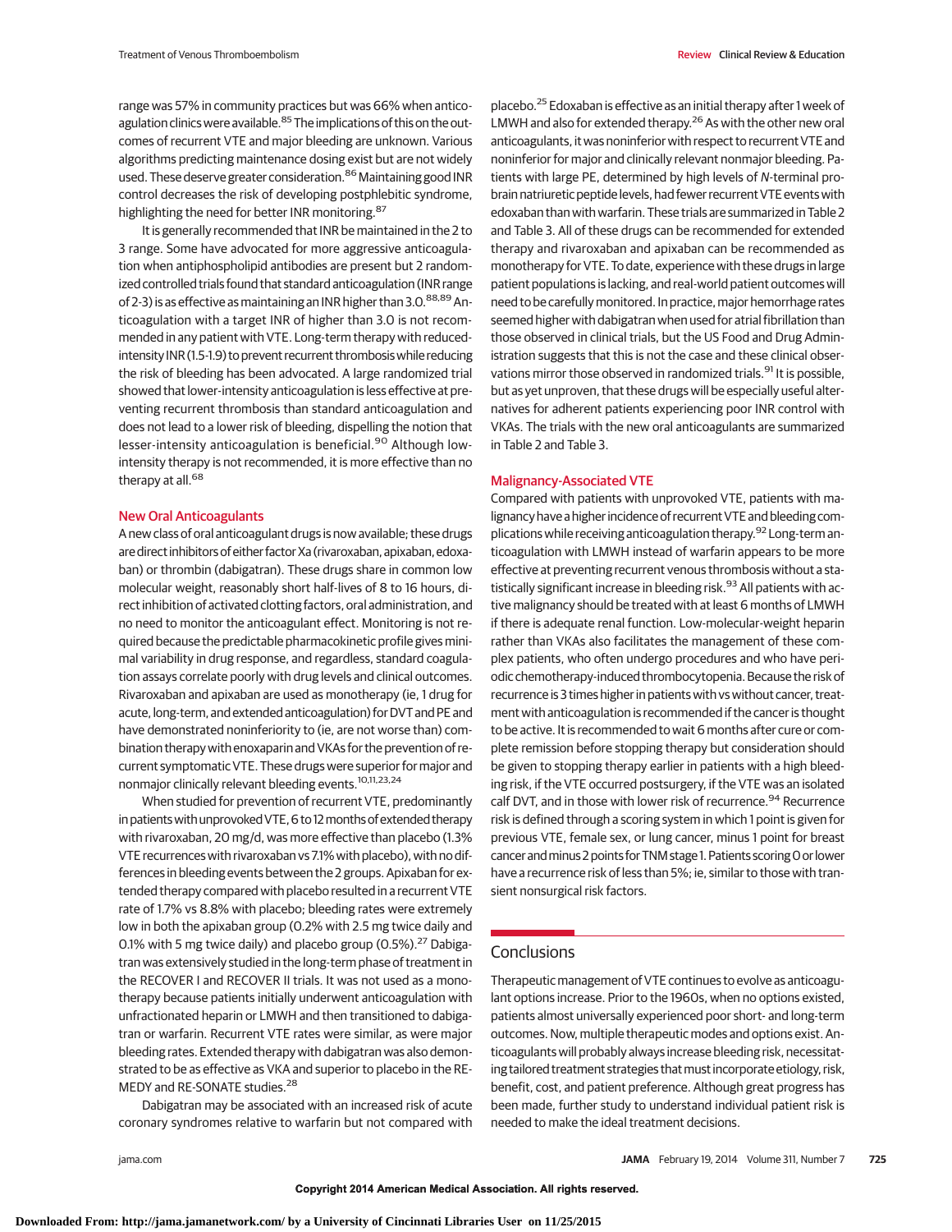range was 57% in community practices but was 66% when anticoagulation clinics were available.[85] The implications of this on the outcomes of recurrent VTE and major bleeding are unknown. Various algorithms predicting maintenance dosing exist but are not widely used. These deserve greater consideration.[86] Maintaining good INR control decreases the risk of developing postphlebitic syndrome, highlighting the need for better INR monitoring.[87]

It is generally recommended that INR be maintained in the 2 to 3 range. Some have advocated for more aggressive anticoagulation when antiphospholipid antibodies are present but 2 randomized controlled trials found that standard anticoagulation (INR range of 2-3) is as effective as maintaining an INR higher than 3.0.[88,89] Anticoagulation with a target INR of higher than 3.0 is not recommended in any patient with VTE. Long-term therapy with reduced-intensity INR (1.5-1.9) to prevent recurrent thrombosis while reducing the risk of bleeding has been advocated. A large randomized trial showed that lower-intensity anticoagulation is less effective at preventing recurrent thrombosis than standard anticoagulation and does not lead to a lower risk of bleeding, dispelling the notion that lesser-intensity anticoagulation is beneficial.[90] Although low-intensity therapy is not recommended, it is more effective than no therapy at all.[68]

## New Oral Anticoagulants

A new class of oral anticoagulant drugs is now available; these drugs are direct inhibitors of either factor Xa (rivaroxaban, apixaban, edoxaban) or thrombin (dabigatran). These drugs share in common low molecular weight, reasonably short half-lives of 8 to 16 hours, direct inhibition of activated clotting factors, oral administration, and no need to monitor the anticoagulant effect. Monitoring is not required because the predictable pharmacokinetic profile gives minimal variability in drug response, and regardless, standard coagulation assays correlate poorly with drug levels and clinical outcomes. Rivaroxaban and apixaban are used as monotherapy (ie, 1 drug for acute, long-term, and extended anticoagulation) for DVT and PE and have demonstrated noninferiority to (ie, are not worse than) combination therapy with enoxaparin and VKAs for the prevention of recurrent symptomatic VTE. These drugs were superior for major and nonmajor clinically relevant bleeding events.[10,11,23,24]

When studied for prevention of recurrent VTE, predominantly in patients with unprovoked VTE, 6 to 12 months of extended therapy with rivaroxaban, 20 mg/d, was more effective than placebo (1.3% VTE recurrences with rivaroxaban vs 7.1% with placebo), with no differences in bleeding events between the 2 groups. Apixaban for extended therapy compared with placebo resulted in a recurrent VTE rate of 1.7% vs 8.8% with placebo; bleeding rates were extremely low in both the apixaban group (0.2% with 2.5 mg twice daily and 0.1% with 5 mg twice daily) and placebo group (0.5%).[27] Dabigatran was extensively studied in the long-term phase of treatment in the RECOVER I and RECOVER II trials. It was not used as a monotherapy because patients initially underwent anticoagulation with unfractionated heparin or LMWH and then transitioned to dabigatran or warfarin. Recurrent VTE rates were similar, as were major bleeding rates. Extended therapy with dabigatran was also demonstrated to be as effective as VKA and superior to placebo in the RE-MEDY and RE-SONATE studies.[28]

Dabigatran may be associated with an increased risk of acute coronary syndromes relative to warfarin but not compared with placebo.[25] Edoxaban is effective as an initial therapy after 1 week of LMWH and also for extended therapy.[26] As with the other new oral anticoagulants, it was noninferior with respect to recurrent VTE and noninferior for major and clinically relevant nonmajor bleeding. Patients with large PE, determined by high levels of *N*-terminal probrain natriuretic peptide levels, had fewer recurrent VTE events with edoxaban than with warfarin. These trials are summarized in Table 2 and Table 3. All of these drugs can be recommended for extended therapy and rivaroxaban and apixaban can be recommended as monotherapy for VTE. To date, experience with these drugs in large patient populations is lacking, and real-world patient outcomes will need to be carefully monitored. In practice, major hemorrhage rates seemed higher with dabigatran when used for atrial fibrillation than those observed in clinical trials, but the US Food and Drug Administration suggests that this is not the case and these clinical observations mirror those observed in randomized trials.[91] It is possible, but as yet unproven, that these drugs will be especially useful alternatives for adherent patients experiencing poor INR control with VKAs. The trials with the new oral anticoagulants are summarized in Table 2 and Table 3.

## Malignancy-Associated VTE

Compared with patients with unprovoked VTE, patients with malignancy have a higher incidence of recurrent VTE and bleeding complications while receiving anticoagulation therapy.[92] Long-term anticoagulation with LMWH instead of warfarin appears to be more effective at preventing recurrent venous thrombosis without a statistically significant increase in bleeding risk.[93] All patients with active malignancy should be treated with at least 6 months of LMWH if there is adequate renal function. Low-molecular-weight heparin rather than VKAs also facilitates the management of these complex patients, who often undergo procedures and who have periodic chemotherapy-induced thrombocytopenia. Because the risk of recurrence is 3 times higher in patients with vs without cancer, treatment with anticoagulation is recommended if the cancer is thought to be active. It is recommended to wait 6 months after cure or complete remission before stopping therapy but consideration should be given to stopping therapy earlier in patients with a high bleeding risk, if the VTE occurred postsurgery, if the VTE was an isolated calf DVT, and in those with lower risk of recurrence.[94] Recurrence risk is defined through a scoring system in which 1 point is given for previous VTE, female sex, or lung cancer, minus 1 point for breast cancer and minus 2 points for TNM stage 1. Patients scoring 0 or lower have a recurrence risk of less than 5%; ie, similar to those with transient nonsurgical risk factors.

## Conclusions

Therapeutic management of VTE continues to evolve as anticoagulant options increase. Prior to the 1960s, when no options existed, patients almost universally experienced poor short- and long-term outcomes. Now, multiple therapeutic modes and options exist. Anticoagulants will probably always increase bleeding risk, necessitating tailored treatment strategies that must incorporate etiology, risk, benefit, cost, and patient preference. Although great progress has been made, further study to understand individual patient risk is needed to make the ideal treatment decisions.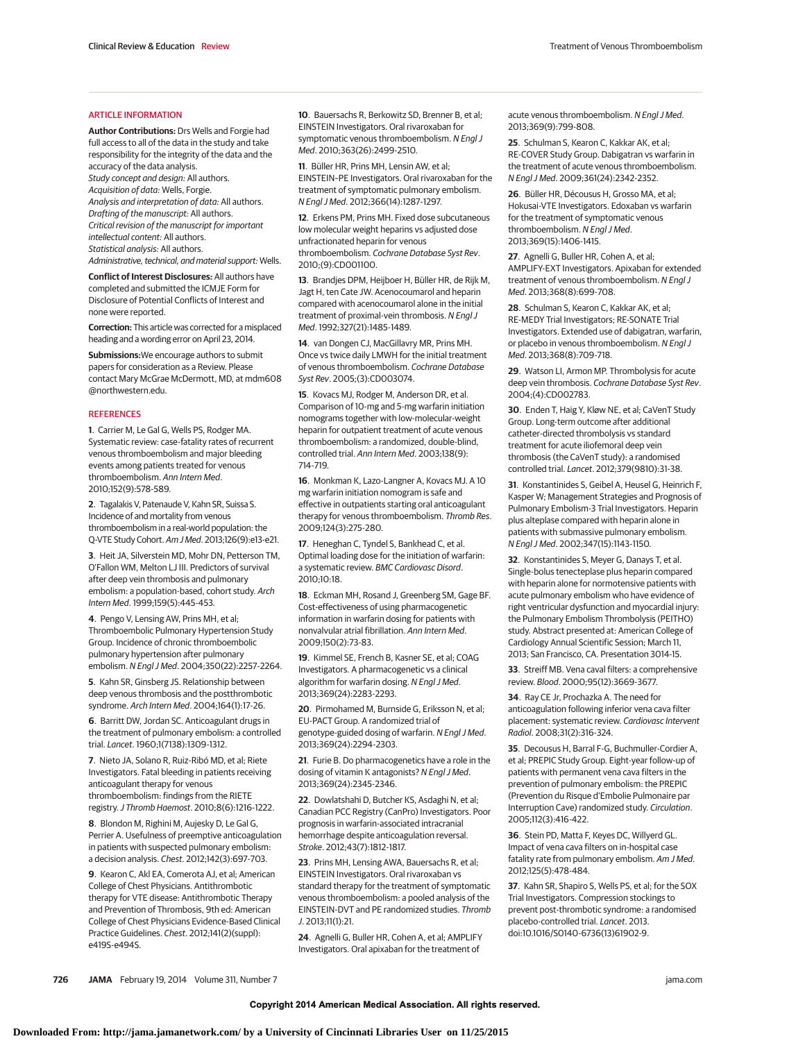## ARTICLE INFORMATION

**Author Contributions:** Drs Wells and Forgie had full access to all of the data in the study and take responsibility for the integrity of the data and the accuracy of the data analysis.
*Study concept and design:* All authors.
*Acquisition of data:* Wells, Forgie.
*Analysis and interpretation of data:* All authors.
*Drafting of the manuscript:* All authors.
*Critical revision of the manuscript for important intellectual content:* All authors.
*Statistical analysis:* All authors.
*Administrative, technical, and material support:* Wells.

**Conflict of Interest Disclosures:** All authors have completed and submitted the ICMJE Form for Disclosure of Potential Conflicts of Interest and none were reported.

**Correction:** This article was corrected for a misplaced heading and a wording error on April 23, 2014.

**Submissions:** We encourage authors to submit papers for consideration as a Review. Please contact Mary McGrae McDermott, MD, at mdm608@northwestern.edu.

## REFERENCES

**1**. Carrier M, Le Gal G, Wells PS, Rodger MA. Systematic review: case-fatality rates of recurrent venous thromboembolism and major bleeding events among patients treated for venous thromboembolism. *Ann Intern Med*. 2010;152(9):578-589.

**2**. Tagalakis V, Patenaude V, Kahn SR, Suissa S. Incidence of and mortality from venous thromboembolism in a real-world population: the Q-VTE Study Cohort. *Am J Med*. 2013;126(9):e13-e21.

**3**. Heit JA, Silverstein MD, Mohr DN, Petterson TM, O'Fallon WM, Melton LJ III. Predictors of survival after deep vein thrombosis and pulmonary embolism: a population-based, cohort study. *Arch Intern Med*. 1999;159(5):445-453.

**4**. Pengo V, Lensing AW, Prins MH, et al; Thromboembolic Pulmonary Hypertension Study Group. Incidence of chronic thromboembolic pulmonary hypertension after pulmonary embolism. *N Engl J Med*. 2004;350(22):2257-2264.

**5**. Kahn SR, Ginsberg JS. Relationship between deep venous thrombosis and the postthrombotic syndrome. *Arch Intern Med*. 2004;164(1):17-26.

**6**. Barritt DW, Jordan SC. Anticoagulant drugs in the treatment of pulmonary embolism: a controlled trial. *Lancet*. 1960;1(7138):1309-1312.

**7**. Nieto JA, Solano R, Ruiz-Ribó MD, et al; Riete Investigators. Fatal bleeding in patients receiving anticoagulant therapy for venous thromboembolism: findings from the RIETE registry. *J Thromb Haemost*. 2010;8(6):1216-1222.

**8**. Blondon M, Righini M, Aujesky D, Le Gal G, Perrier A. Usefulness of preemptive anticoagulation in patients with suspected pulmonary embolism: a decision analysis. *Chest*. 2012;142(3):697-703.

**9**. Kearon C, Akl EA, Comerota AJ, et al; American College of Chest Physicians. Antithrombotic therapy for VTE disease: Antithrombotic Therapy and Prevention of Thrombosis, 9th ed: American College of Chest Physicians Evidence-Based Clinical Practice Guidelines. *Chest*. 2012;141(2)(suppl):e419S-e494S.

**10**. Bauersachs R, Berkowitz SD, Brenner B, et al; EINSTEIN Investigators. Oral rivaroxaban for symptomatic venous thromboembolism. *N Engl J Med*. 2010;363(26):2499-2510.

**11**. Büller HR, Prins MH, Lensin AW, et al; EINSTEIN–PE Investigators. Oral rivaroxaban for the treatment of symptomatic pulmonary embolism. *N Engl J Med*. 2012;366(14):1287-1297.

**12**. Erkens PM, Prins MH. Fixed dose subcutaneous low molecular weight heparins vs adjusted dose unfractionated heparin for venous thromboembolism. *Cochrane Database Syst Rev*. 2010;(9):CD001100.

**13**. Brandjes DPM, Heijboer H, Büller HR, de Rijk M, Jagt H, ten Cate JW. Acenocoumarol and heparin compared with acenocoumarol alone in the initial treatment of proximal-vein thrombosis. *N Engl J Med*. 1992;327(21):1485-1489.

**14**. van Dongen CJ, MacGillavry MR, Prins MH. Once vs twice daily LMWH for the initial treatment of venous thromboembolism. *Cochrane Database Syst Rev*. 2005;(3):CD003074.

**15**. Kovacs MJ, Rodger M, Anderson DR, et al. Comparison of 10-mg and 5-mg warfarin initiation nomograms together with low-molecular-weight heparin for outpatient treatment of acute venous thromboembolism: a randomized, double-blind, controlled trial. *Ann Intern Med*. 2003;138(9):714-719.

**16**. Monkman K, Lazo-Langner A, Kovacs MJ. A 10 mg warfarin initiation nomogram is safe and effective in outpatients starting oral anticoagulant therapy for venous thromboembolism. *Thromb Res*. 2009;124(3):275-280.

**17**. Heneghan C, Tyndel S, Bankhead C, et al. Optimal loading dose for the initiation of warfarin: a systematic review. *BMC Cardiovasc Disord*. 2010;10:18.

**18**. Eckman MH, Rosand J, Greenberg SM, Gage BF. Cost-effectiveness of using pharmacogenetic information in warfarin dosing for patients with nonvalvular atrial fibrillation. *Ann Intern Med*. 2009;150(2):73-83.

**19**. Kimmel SE, French B, Kasner SE, et al; COAG Investigators. A pharmacogenetic vs a clinical algorithm for warfarin dosing. *N Engl J Med*. 2013;369(24):2283-2293.

**20**. Pirmohamed M, Burnside G, Eriksson N, et al; EU-PACT Group. A randomized trial of genotype-guided dosing of warfarin. *N Engl J Med*. 2013;369(24):2294-2303.

**21**. Furie B. Do pharmacogenetics have a role in the dosing of vitamin K antagonists? *N Engl J Med*. 2013;369(24):2345-2346.

**22**. Dowlatshahi D, Butcher KS, Asdaghi N, et al; Canadian PCC Registry (CanPro) Investigators. Poor prognosis in warfarin-associated intracranial hemorrhage despite anticoagulation reversal. *Stroke*. 2012;43(7):1812-1817.

**23**. Prins MH, Lensing AWA, Bauersachs R, et al; EINSTEIN Investigators. Oral rivaroxaban vs standard therapy for the treatment of symptomatic venous thromboembolism: a pooled analysis of the EINSTEIN-DVT and PE randomized studies. *Thromb J*. 2013;11(1):21.

**24**. Agnelli G, Buller HR, Cohen A, et al; AMPLIFY Investigators. Oral apixaban for the treatment of acute venous thromboembolism. *N Engl J Med*. 2013;369(9):799-808.

**25**. Schulman S, Kearon C, Kakkar AK, et al; RE-COVER Study Group. Dabigatran vs warfarin in the treatment of acute venous thromboembolism. *N Engl J Med*. 2009;361(24):2342-2352.

**26**. Büller HR, Décousus H, Grosso MA, et al; Hokusai-VTE Investigators. Edoxaban vs warfarin for the treatment of symptomatic venous thromboembolism. *N Engl J Med*. 2013;369(15):1406-1415.

**27**. Agnelli G, Buller HR, Cohen A, et al; AMPLIFY-EXT Investigators. Apixaban for extended treatment of venous thromboembolism. *N Engl J Med*. 2013;368(8):699-708.

**28**. Schulman S, Kearon C, Kakkar AK, et al; RE-MEDY Trial Investigators; RE-SONATE Trial Investigators. Extended use of dabigatran, warfarin, or placebo in venous thromboembolism. *N Engl J Med*. 2013;368(8):709-718.

**29**. Watson LI, Armon MP. Thrombolysis for acute deep vein thrombosis. *Cochrane Database Syst Rev*. 2004;(4):CD002783.

**30**. Enden T, Haig Y, Kløw NE, et al; CaVenT Study Group. Long-term outcome after additional catheter-directed thrombolysis vs standard treatment for acute iliofemoral deep vein thrombosis (the CaVenT study): a randomised controlled trial. *Lancet*. 2012;379(9810):31-38.

**31**. Konstantinides S, Geibel A, Heusel G, Heinrich F, Kasper W; Management Strategies and Prognosis of Pulmonary Embolism-3 Trial Investigators. Heparin plus alteplase compared with heparin alone in patients with submassive pulmonary embolism. *N Engl J Med*. 2002;347(15):1143-1150.

**32**. Konstantinides S, Meyer G, Danays T, et al. Single-bolus tenecteplase plus heparin compared with heparin alone for normotensive patients with acute pulmonary embolism who have evidence of right ventricular dysfunction and myocardial injury: the Pulmonary Embolism Thrombolysis (PEITHO) study. Abstract presented at: American College of Cardiology Annual Scientific Session; March 11, 2013; San Francisco, CA. Presentation 3014-15.

**33**. Streiff MB. Vena caval filters: a comprehensive review. *Blood*. 2000;95(12):3669-3677.

**34**. Ray CE Jr, Prochazka A. The need for anticoagulation following inferior vena cava filter placement: systematic review. *Cardiovasc Intervent Radiol*. 2008;31(2):316-324.

**35**. Decousus H, Barral F-G, Buchmuller-Cordier A, et al; PREPIC Study Group. Eight-year follow-up of patients with permanent vena cava filters in the prevention of pulmonary embolism: the PREPIC (Prevention du Risque d'Embolie Pulmonaire par Interruption Cave) randomized study. *Circulation*. 2005;112(3):416-422.

**36**. Stein PD, Matta F, Keyes DC, Willyerd GL. Impact of vena cava filters on in-hospital case fatality rate from pulmonary embolism. *Am J Med*. 2012;125(5):478-484.

**37**. Kahn SR, Shapiro S, Wells PS, et al; for the SOX Trial Investigators. Compression stockings to prevent post-thrombotic syndrome: a randomised placebo-controlled trial. *Lancet*. 2013. doi:10.1016/S0140-6736(13)61902-9.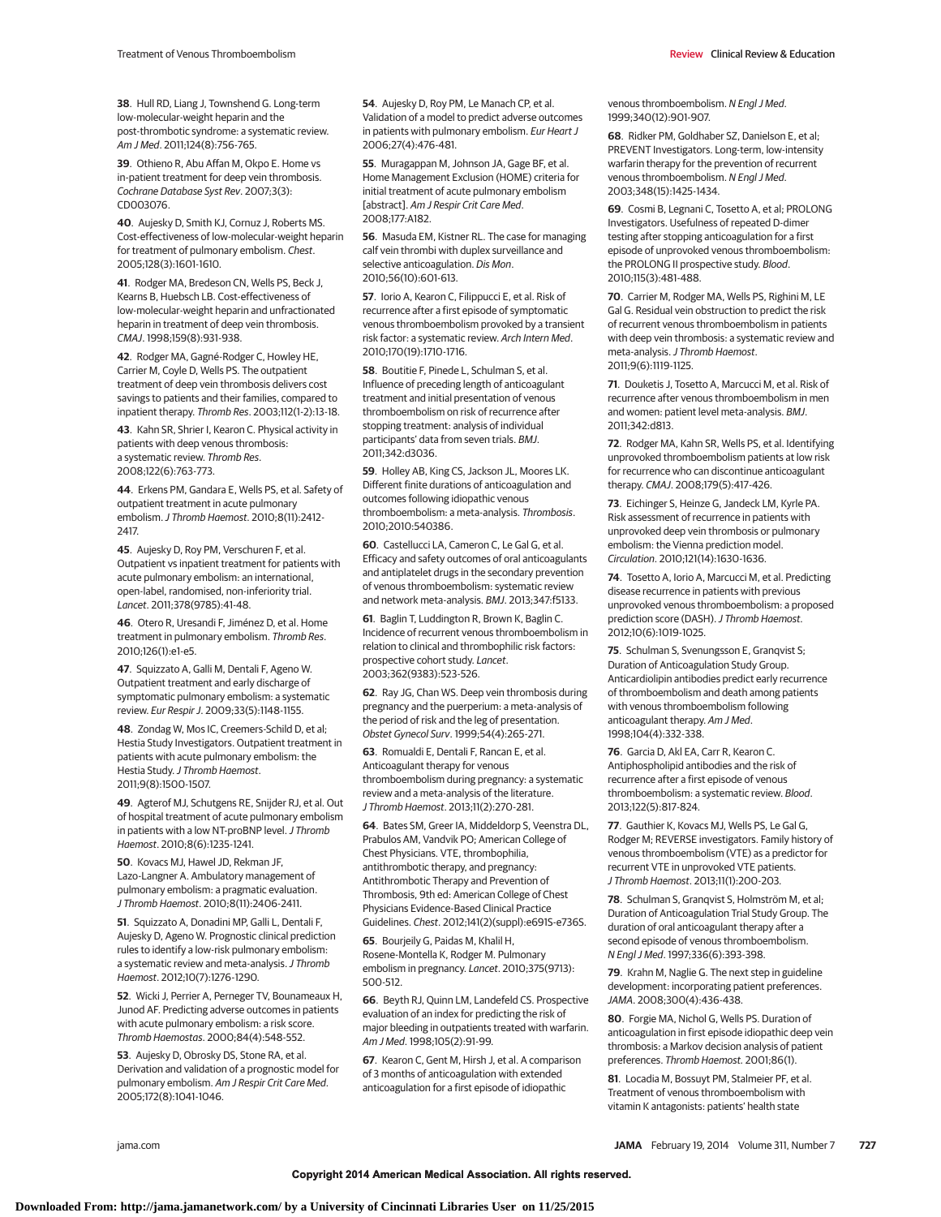38. Hull RD, Liang J, Townshend G. Long-term low-molecular-weight heparin and the post-thrombotic syndrome: a systematic review. *Am J Med*. 2011;124(8):756-765.

39. Othieno R, Abu Affan M, Okpe E. Home vs in-patient treatment for deep vein thrombosis. *Cochrane Database Syst Rev*. 2007;3(3): CD003076.

40. Aujesky D, Smith KJ, Cornuz J, Roberts MS. Cost-effectiveness of low-molecular-weight heparin for treatment of pulmonary embolism. *Chest*. 2005;128(3):1601-1610.

41. Rodger MA, Bredeson CN, Wells PS, Beck J, Kearns B, Huebsch LB. Cost-effectiveness of low-molecular-weight heparin and unfractionated heparin in treatment of deep vein thrombosis. *CMAJ*. 1998;159(8):931-938.

42. Rodger MA, Gagné-Rodger C, Howley HE, Carrier M, Coyle D, Wells PS. The outpatient treatment of deep vein thrombosis delivers cost savings to patients and their families, compared to inpatient therapy. *Thromb Res*. 2003;112(1-2):13-18.

43. Kahn SR, Shrier I, Kearon C. Physical activity in patients with deep venous thrombosis: a systematic review. *Thromb Res*. 2008;122(6):763-773.

44. Erkens PM, Gandara E, Wells PS, et al. Safety of outpatient treatment in acute pulmonary embolism. *J Thromb Haemost*. 2010;8(11):2412-2417.

45. Aujesky D, Roy PM, Verschuren F, et al. Outpatient vs inpatient treatment for patients with acute pulmonary embolism: an international, open-label, randomised, non-inferiority trial. *Lancet*. 2011;378(9785):41-48.

46. Otero R, Uresandi F, Jiménez D, et al. Home treatment in pulmonary embolism. *Thromb Res*. 2010;126(1):e1-e5.

47. Squizzato A, Galli M, Dentali F, Ageno W. Outpatient treatment and early discharge of symptomatic pulmonary embolism: a systematic review. *Eur Respir J*. 2009;33(5):1148-1155.

48. Zondag W, Mos IC, Creemers-Schild D, et al; Hestia Study Investigators. Outpatient treatment in patients with acute pulmonary embolism: the Hestia Study. *J Thromb Haemost*. 2011;9(8):1500-1507.

49. Agterof MJ, Schutgens RE, Snijder RJ, et al. Out of hospital treatment of acute pulmonary embolism in patients with a low NT-proBNP level. *J Thromb Haemost*. 2010;8(6):1235-1241.

50. Kovacs MJ, Hawel JD, Rekman JF, Lazo-Langner A. Ambulatory management of pulmonary embolism: a pragmatic evaluation. *J Thromb Haemost*. 2010;8(11):2406-2411.

51. Squizzato A, Donadini MP, Galli L, Dentali F, Aujesky D, Ageno W. Prognostic clinical prediction rules to identify a low-risk pulmonary embolism: a systematic review and meta-analysis. *J Thromb Haemost*. 2012;10(7):1276-1290.

52. Wicki J, Perrier A, Perneger TV, Bounameaux H, Junod AF. Predicting adverse outcomes in patients with acute pulmonary embolism: a risk score. *Thromb Haemostas*. 2000;84(4):548-552.

53. Aujesky D, Obrosky DS, Stone RA, et al. Derivation and validation of a prognostic model for pulmonary embolism. *Am J Respir Crit Care Med*. 2005;172(8):1041-1046.

54. Aujesky D, Roy PM, Le Manach CP, et al. Validation of a model to predict adverse outcomes in patients with pulmonary embolism. *Eur Heart J* 2006;27(4):476-481.

55. Muragappan M, Johnson JA, Gage BF, et al. Home Management Exclusion (HOME) criteria for initial treatment of acute pulmonary embolism [abstract]. *Am J Respir Crit Care Med*. 2008;177:A182.

56. Masuda EM, Kistner RL. The case for managing calf vein thrombi with duplex surveillance and selective anticoagulation. *Dis Mon*. 2010;56(10):601-613.

57. Iorio A, Kearon C, Filippucci E, et al. Risk of recurrence after a first episode of symptomatic venous thromboembolism provoked by a transient risk factor: a systematic review. *Arch Intern Med*. 2010;170(19):1710-1716.

58. Boutitie F, Pinede L, Schulman S, et al. Influence of preceding length of anticoagulant treatment and initial presentation of venous thromboembolism on risk of recurrence after stopping treatment: analysis of individual participants' data from seven trials. *BMJ*. 2011;342:d3036.

59. Holley AB, King CS, Jackson JL, Moores LK. Different finite durations of anticoagulation and outcomes following idiopathic venous thromboembolism: a meta-analysis. *Thrombosis*. 2010;2010:540386.

60. Castellucci LA, Cameron C, Le Gal G, et al. Efficacy and safety outcomes of oral anticoagulants and antiplatelet drugs in the secondary prevention of venous thromboembolism: systematic review and network meta-analysis. *BMJ*. 2013;347:f5133.

61. Baglin T, Luddington R, Brown K, Baglin C. Incidence of recurrent venous thromboembolism in relation to clinical and thrombophilic risk factors: prospective cohort study. *Lancet*. 2003;362(9383):523-526.

62. Ray JG, Chan WS. Deep vein thrombosis during pregnancy and the puerperium: a meta-analysis of the period of risk and the leg of presentation. *Obstet Gynecol Surv*. 1999;54(4):265-271.

63. Romualdi E, Dentali F, Rancan E, et al. Anticoagulant therapy for venous thromboembolism during pregnancy: a systematic review and a meta-analysis of the literature. *J Thromb Haemost*. 2013;11(2):270-281.

64. Bates SM, Greer IA, Middeldorp S, Veenstra DL, Prabulos AM, Vandvik PO; American College of Chest Physicians. VTE, thrombophilia, antithrombotic therapy, and pregnancy: Antithrombotic Therapy and Prevention of Thrombosis, 9th ed: American College of Chest Physicians Evidence-Based Clinical Practice Guidelines. *Chest*. 2012;141(2)(suppl):e691S-e736S.

65. Bourjeily G, Paidas M, Khalil H, Rosene-Montella K, Rodger M. Pulmonary embolism in pregnancy. *Lancet*. 2010;375(9713): 500-512.

66. Beyth RJ, Quinn LM, Landefeld CS. Prospective evaluation of an index for predicting the risk of major bleeding in outpatients treated with warfarin. *Am J Med*. 1998;105(2):91-99.

67. Kearon C, Gent M, Hirsh J, et al. A comparison of 3 months of anticoagulation with extended anticoagulation for a first episode of idiopathic venous thromboembolism. *N Engl J Med*. 1999;340(12):901-907.

68. Ridker PM, Goldhaber SZ, Danielson E, et al; PREVENT Investigators. Long-term, low-intensity warfarin therapy for the prevention of recurrent venous thromboembolism. *N Engl J Med*. 2003;348(15):1425-1434.

69. Cosmi B, Legnani C, Tosetto A, et al; PROLONG Investigators. Usefulness of repeated D-dimer testing after stopping anticoagulation for a first episode of unprovoked venous thromboembolism: the PROLONG II prospective study. *Blood*. 2010;115(3):481-488.

70. Carrier M, Rodger MA, Wells PS, Righini M, LE Gal G. Residual vein obstruction to predict the risk of recurrent venous thromboembolism in patients with deep vein thrombosis: a systematic review and meta-analysis. *J Thromb Haemost*. 2011;9(6):1119-1125.

71. Douketis J, Tosetto A, Marcucci M, et al. Risk of recurrence after venous thromboembolism in men and women: patient level meta-analysis. *BMJ*. 2011;342:d813.

72. Rodger MA, Kahn SR, Wells PS, et al. Identifying unprovoked thromboembolism patients at low risk for recurrence who can discontinue anticoagulant therapy. *CMAJ*. 2008;179(5):417-426.

73. Eichinger S, Heinze G, Jandeck LM, Kyrle PA. Risk assessment of recurrence in patients with unprovoked deep vein thrombosis or pulmonary embolism: the Vienna prediction model. *Circulation*. 2010;121(14):1630-1636.

74. Tosetto A, Iorio A, Marcucci M, et al. Predicting disease recurrence in patients with previous unprovoked venous thromboembolism: a proposed prediction score (DASH). *J Thromb Haemost*. 2012;10(6):1019-1025.

75. Schulman S, Svenungsson E, Granqvist S; Duration of Anticoagulation Study Group. Anticardiolipin antibodies predict early recurrence of thromboembolism and death among patients with venous thromboembolism following anticoagulant therapy. *Am J Med*. 1998;104(4):332-338.

76. Garcia D, Akl EA, Carr R, Kearon C. Antiphospholipid antibodies and the risk of recurrence after a first episode of venous thromboembolism: a systematic review. *Blood*. 2013;122(5):817-824.

77. Gauthier K, Kovacs MJ, Wells PS, Le Gal G, Rodger M; REVERSE investigators. Family history of venous thromboembolism (VTE) as a predictor for recurrent VTE in unprovoked VTE patients. *J Thromb Haemost*. 2013;11(1):200-203.

78. Schulman S, Granqvist S, Holmström M, et al; Duration of Anticoagulation Trial Study Group. The duration of oral anticoagulant therapy after a second episode of venous thromboembolism. *N Engl J Med*. 1997;336(6):393-398.

79. Krahn M, Naglie G. The next step in guideline development: incorporating patient preferences. *JAMA*. 2008;300(4):436-438.

80. Forgie MA, Nichol G, Wells PS. Duration of anticoagulation in first episode idiopathic deep vein thrombosis: a Markov decision analysis of patient preferences. *Thromb Haemost*. 2001;86(1).

81. Locadia M, Bossuyt PM, Stalmeier PF, et al. Treatment of venous thromboembolism with vitamin K antagonists: patients' health state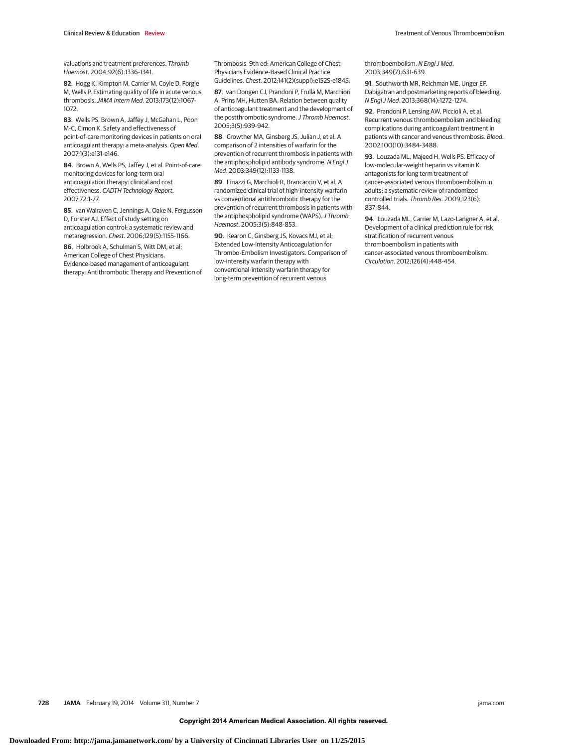valuations and treatment preferences. *Thromb Haemost*. 2004;92(6):1336-1341.

**82**. Hogg K, Kimpton M, Carrier M, Coyle D, Forgie M, Wells P. Estimating quality of life in acute venous thrombosis. *JAMA Intern Med*. 2013;173(12):1067-1072.

**83**. Wells PS, Brown A, Jaffey J, McGahan L, Poon M-C, Cimon K. Safety and effectiveness of point-of-care monitoring devices in patients on oral anticoagulant therapy: a meta-analysis. *Open Med*. 2007;1(3):e131-e146.

**84**. Brown A, Wells PS, Jaffey J, et al. Point-of-care monitoring devices for long-term oral anticoagulation therapy: clinical and cost effectiveness. *CADTH Technology Report*. 2007;72:1-77.

**85**. van Walraven C, Jennings A, Oake N, Fergusson D, Forster AJ. Effect of study setting on anticoagulation control: a systematic review and metaregression. *Chest*. 2006;129(5):1155-1166.

**86**. Holbrook A, Schulman S, Witt DM, et al; American College of Chest Physicians. Evidence-based management of anticoagulant therapy: Antithrombotic Therapy and Prevention of Thrombosis, 9th ed: American College of Chest Physicians Evidence-Based Clinical Practice Guidelines. *Chest*. 2012;141(2)(suppl):e152S-e184S.

**87**. van Dongen CJ, Prandoni P, Frulla M, Marchiori A, Prins MH, Hutten BA. Relation between quality of anticoagulant treatment and the development of the postthrombotic syndrome. *J Thromb Haemost*. 2005;3(5):939-942.

**88**. Crowther MA, Ginsberg JS, Julian J, et al. A comparison of 2 intensities of warfarin for the prevention of recurrent thrombosis in patients with the antiphospholipid antibody syndrome. *N Engl J Med*. 2003;349(12):1133-1138.

**89**. Finazzi G, Marchioli R, Brancaccio V, et al. A randomized clinical trial of high-intensity warfarin vs conventional antithrombotic therapy for the prevention of recurrent thrombosis in patients with the antiphospholipid syndrome (WAPS). *J Thromb Haemost*. 2005;3(5):848-853.

**90**. Kearon C, Ginsberg JS, Kovacs MJ, et al; Extended Low-Intensity Anticoagulation for Thrombo-Embolism Investigators. Comparison of low-intensity warfarin therapy with conventional-intensity warfarin therapy for long-term prevention of recurrent venous thromboembolism. *N Engl J Med*. 2003;349(7):631-639.

**91**. Southworth MR, Reichman ME, Unger EF. Dabigatran and postmarketing reports of bleeding. *N Engl J Med*. 2013;368(14):1272-1274.

**92**. Prandoni P, Lensing AW, Piccioli A, et al. Recurrent venous thromboembolism and bleeding complications during anticoagulant treatment in patients with cancer and venous thrombosis. *Blood*. 2002;100(10):3484-3488.

**93**. Louzada ML, Majeed H, Wells PS. Efficacy of low-molecular-weight heparin vs vitamin K antagonists for long term treatment of cancer-associated venous thromboembolism in adults: a systematic review of randomized controlled trials. *Thromb Res*. 2009;123(6):837-844.

**94**. Louzada ML, Carrier M, Lazo-Langner A, et al. Development of a clinical prediction rule for risk stratification of recurrent venous thromboembolism in patients with cancer-associated venous thromboembolism. *Circulation*. 2012;126(4):448-454.